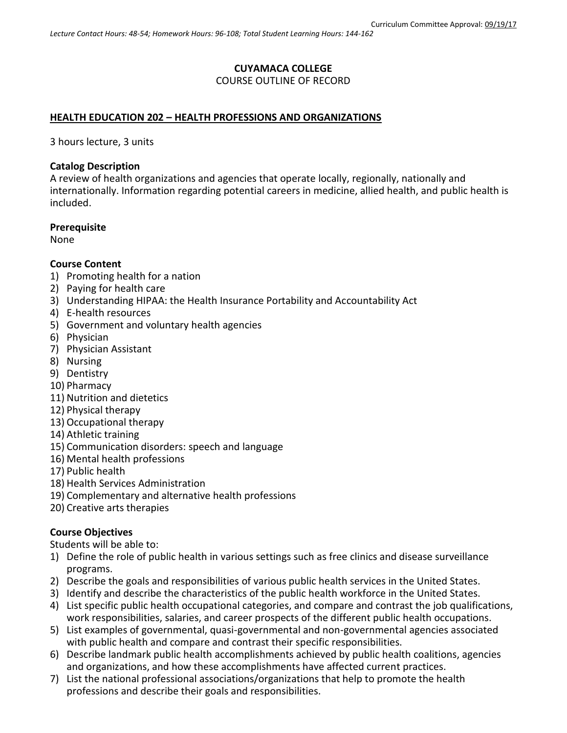Curriculum Committee Approval: 09/19/17

*Lecture Contact Hours: 48-54; Homework Hours: 96-108; Total Student Learning Hours: 144-162*

**CUYAMACA COLLEGE**

COURSE OUTLINE OF RECORD

## HEALTH EDUCATION 202 – HEALTH PROFESSIONS AND ORGANIZATIONS

3 hours lecture, 3 units

### Catalog Description

A review of health organizations and agencies that operate locally, regionally, nationally and internationally. Information regarding potential careers in medicine, allied health, and public health is included.

### Prerequisite

None

### Course Content

1) Promoting health for a nation
2) Paying for health care
3) Understanding HIPAA: the Health Insurance Portability and Accountability Act
4) E-health resources
5) Government and voluntary health agencies
6) Physician
7) Physician Assistant
8) Nursing
9) Dentistry
10) Pharmacy
11) Nutrition and dietetics
12) Physical therapy
13) Occupational therapy
14) Athletic training
15) Communication disorders: speech and language
16) Mental health professions
17) Public health
18) Health Services Administration
19) Complementary and alternative health professions
20) Creative arts therapies

### Course Objectives

Students will be able to:

1) Define the role of public health in various settings such as free clinics and disease surveillance programs.
2) Describe the goals and responsibilities of various public health services in the United States.
3) Identify and describe the characteristics of the public health workforce in the United States.
4) List specific public health occupational categories, and compare and contrast the job qualifications, work responsibilities, salaries, and career prospects of the different public health occupations.
5) List examples of governmental, quasi-governmental and non-governmental agencies associated with public health and compare and contrast their specific responsibilities.
6) Describe landmark public health accomplishments achieved by public health coalitions, agencies and organizations, and how these accomplishments have affected current practices.
7) List the national professional associations/organizations that help to promote the health professions and describe their goals and responsibilities.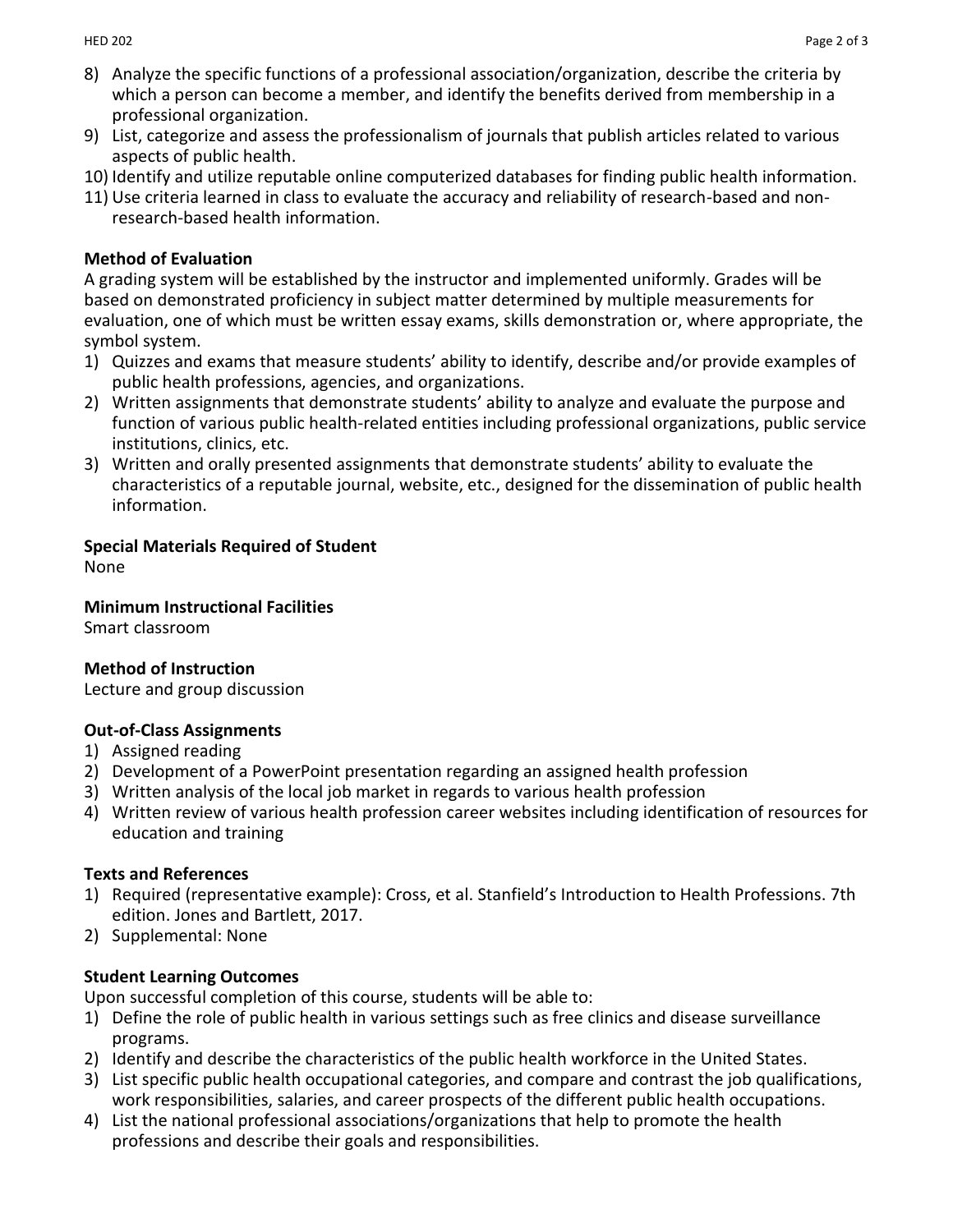8) Analyze the specific functions of a professional association/organization, describe the criteria by which a person can become a member, and identify the benefits derived from membership in a professional organization.
9) List, categorize and assess the professionalism of journals that publish articles related to various aspects of public health.
10) Identify and utilize reputable online computerized databases for finding public health information.
11) Use criteria learned in class to evaluate the accuracy and reliability of research-based and non-research-based health information.

**Method of Evaluation**

A grading system will be established by the instructor and implemented uniformly. Grades will be based on demonstrated proficiency in subject matter determined by multiple measurements for evaluation, one of which must be written essay exams, skills demonstration or, where appropriate, the symbol system.

1) Quizzes and exams that measure students' ability to identify, describe and/or provide examples of public health professions, agencies, and organizations.
2) Written assignments that demonstrate students' ability to analyze and evaluate the purpose and function of various public health-related entities including professional organizations, public service institutions, clinics, etc.
3) Written and orally presented assignments that demonstrate students' ability to evaluate the characteristics of a reputable journal, website, etc., designed for the dissemination of public health information.

**Special Materials Required of Student**

None

**Minimum Instructional Facilities**

Smart classroom

**Method of Instruction**

Lecture and group discussion

**Out-of-Class Assignments**

1) Assigned reading
2) Development of a PowerPoint presentation regarding an assigned health profession
3) Written analysis of the local job market in regards to various health profession
4) Written review of various health profession career websites including identification of resources for education and training

**Texts and References**

1) Required (representative example): Cross, et al. Stanfield's Introduction to Health Professions. 7th edition. Jones and Bartlett, 2017.
2) Supplemental: None

**Student Learning Outcomes**

Upon successful completion of this course, students will be able to:

1) Define the role of public health in various settings such as free clinics and disease surveillance programs.
2) Identify and describe the characteristics of the public health workforce in the United States.
3) List specific public health occupational categories, and compare and contrast the job qualifications, work responsibilities, salaries, and career prospects of the different public health occupations.
4) List the national professional associations/organizations that help to promote the health professions and describe their goals and responsibilities.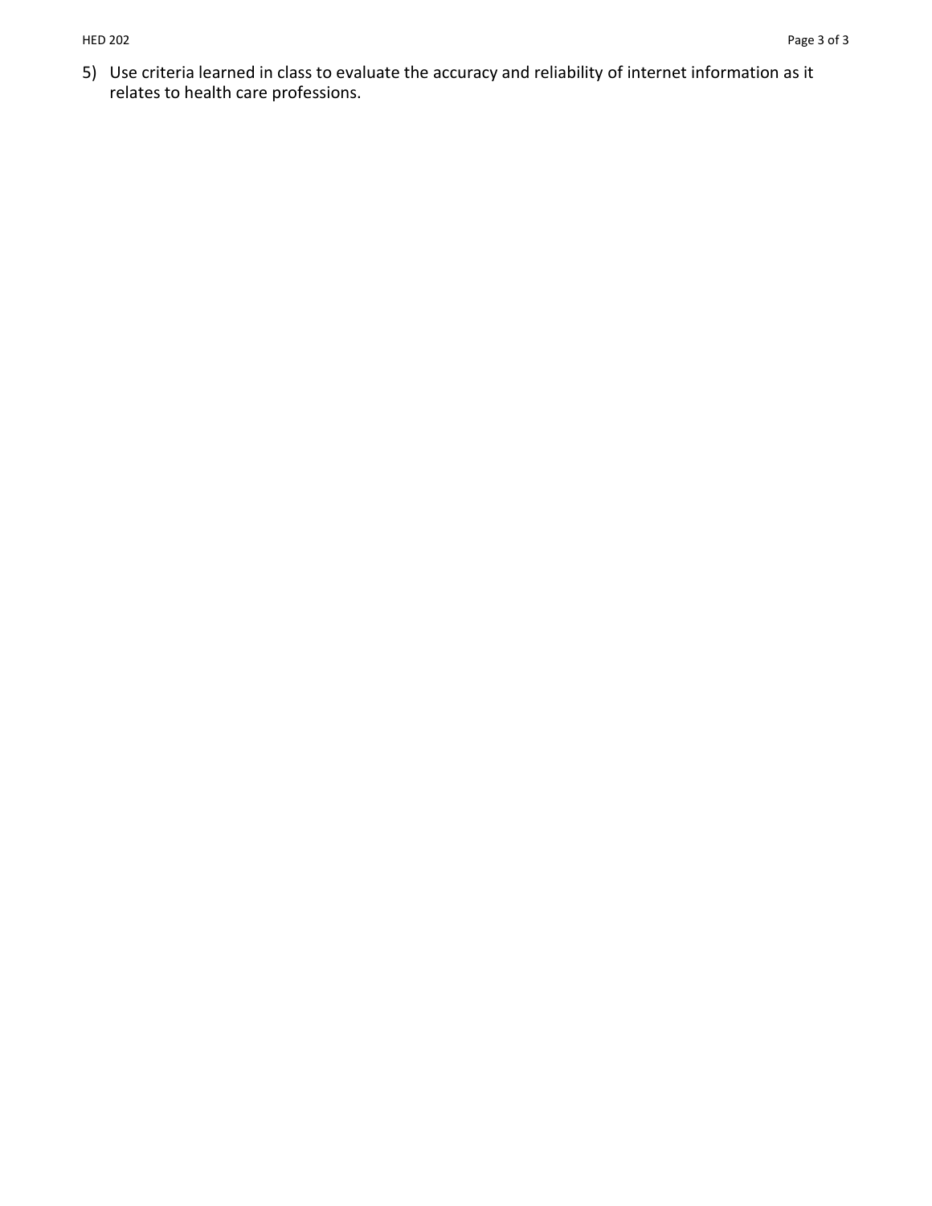5) Use criteria learned in class to evaluate the accuracy and reliability of internet information as it relates to health care professions.